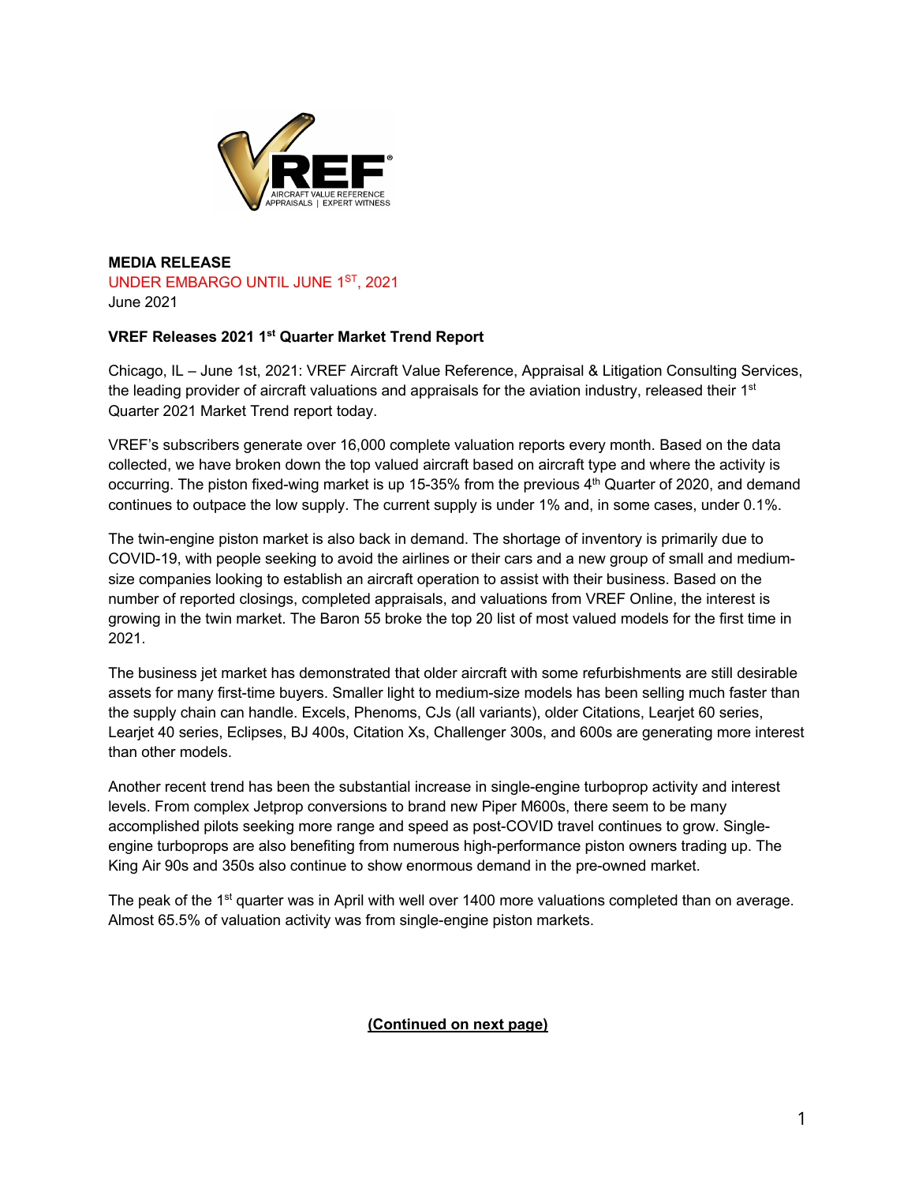**MEDIA RELEASE**

UNDER EMBARGO UNTIL JUNE 1ST, 2021

June 2021

**VREF Releases 2021 1st Quarter Market Trend Report**

Chicago, IL – June 1st, 2021: VREF Aircraft Value Reference, Appraisal & Litigation Consulting Services, the leading provider of aircraft valuations and appraisals for the aviation industry, released their 1st Quarter 2021 Market Trend report today.

VREF's subscribers generate over 16,000 complete valuation reports every month. Based on the data collected, we have broken down the top valued aircraft based on aircraft type and where the activity is occurring. The piston fixed-wing market is up 15-35% from the previous 4th Quarter of 2020, and demand continues to outpace the low supply. The current supply is under 1% and, in some cases, under 0.1%.

The twin-engine piston market is also back in demand. The shortage of inventory is primarily due to COVID-19, with people seeking to avoid the airlines or their cars and a new group of small and medium-size companies looking to establish an aircraft operation to assist with their business. Based on the number of reported closings, completed appraisals, and valuations from VREF Online, the interest is growing in the twin market. The Baron 55 broke the top 20 list of most valued models for the first time in 2021.

The business jet market has demonstrated that older aircraft with some refurbishments are still desirable assets for many first-time buyers. Smaller light to medium-size models has been selling much faster than the supply chain can handle. Excels, Phenoms, CJs (all variants), older Citations, Learjet 60 series, Learjet 40 series, Eclipses, BJ 400s, Citation Xs, Challenger 300s, and 600s are generating more interest than other models.

Another recent trend has been the substantial increase in single-engine turboprop activity and interest levels. From complex Jetprop conversions to brand new Piper M600s, there seem to be many accomplished pilots seeking more range and speed as post-COVID travel continues to grow. Single-engine turboprops are also benefiting from numerous high-performance piston owners trading up. The King Air 90s and 350s also continue to show enormous demand in the pre-owned market.

The peak of the 1st quarter was in April with well over 1400 more valuations completed than on average. Almost 65.5% of valuation activity was from single-engine piston markets.

**(Continued on next page)**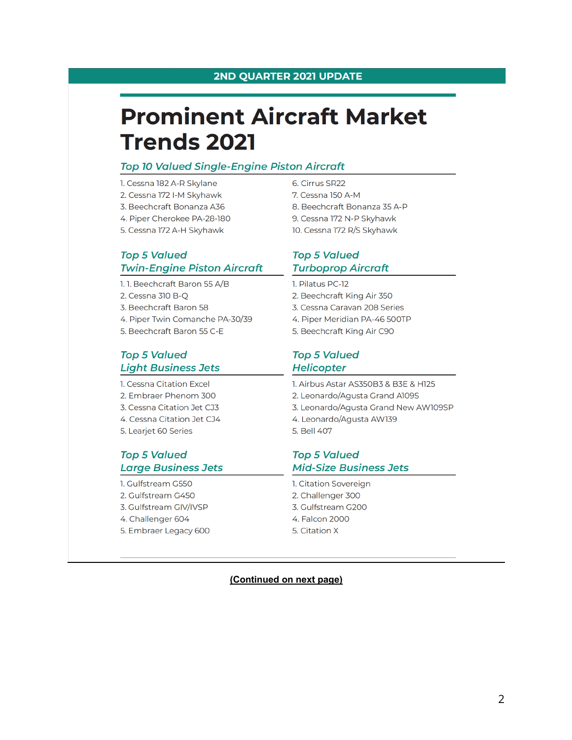2ND QUARTER 2021 UPDATE

# Prominent Aircraft Market Trends 2021

## *Top 10 Valued Single-Engine Piston Aircraft*

1. Cessna 182 A-R Skylane
2. Cessna 172 I-M Skyhawk
3. Beechcraft Bonanza A36
4. Piper Cherokee PA-28-180
5. Cessna 172 A-H Skyhawk
6. Cirrus SR22
7. Cessna 150 A-M
8. Beechcraft Bonanza 35 A-P
9. Cessna 172 N-P Skyhawk
10. Cessna 172 R/S Skyhawk

## *Top 5 Valued Twin-Engine Piston Aircraft*

1. 1. Beechcraft Baron 55 A/B
2. Cessna 310 B-Q
3. Beechcraft Baron 58
4. Piper Twin Comanche PA-30/39
5. Beechcraft Baron 55 C-E

## *Top 5 Valued Turboprop Aircraft*

1. Pilatus PC-12
2. Beechcraft King Air 350
3. Cessna Caravan 208 Series
4. Piper Meridian PA-46 500TP
5. Beechcraft King Air C90

## *Top 5 Valued Light Business Jets*

1. Cessna Citation Excel
2. Embraer Phenom 300
3. Cessna Citation Jet CJ3
4. Cessna Citation Jet CJ4
5. Learjet 60 Series

## *Top 5 Valued Helicopter*

1. Airbus Astar AS350B3 & B3E & H125
2. Leonardo/Agusta Grand A109S
3. Leonardo/Agusta Grand New AW109SP
4. Leonardo/Agusta AW139
5. Bell 407

## *Top 5 Valued Large Business Jets*

1. Gulfstream G550
2. Gulfstream G450
3. Gulfstream GIV/IVSP
4. Challenger 604
5. Embraer Legacy 600

## *Top 5 Valued Mid-Size Business Jets*

1. Citation Sovereign
2. Challenger 300
3. Gulfstream G200
4. Falcon 2000
5. Citation X

**(Continued on next page)**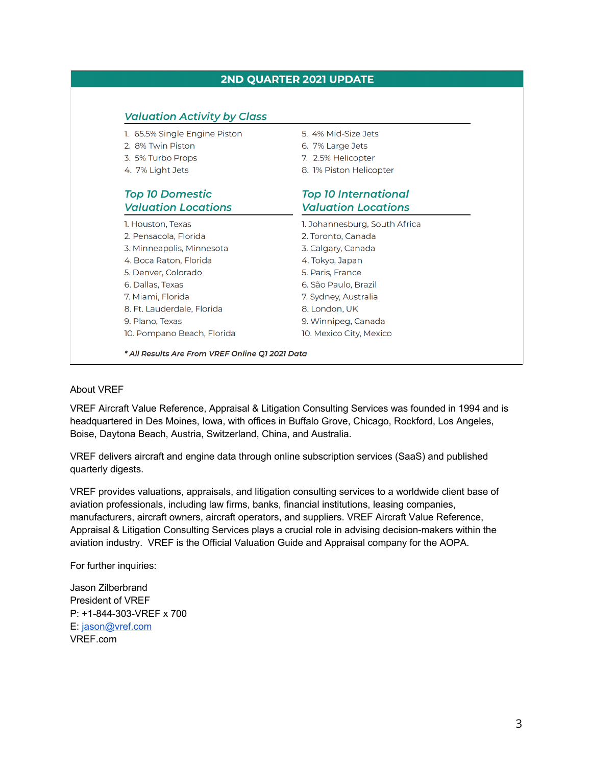## 2ND QUARTER 2021 UPDATE

### *Valuation Activity by Class*

1. 65.5% Single Engine Piston
2. 8% Twin Piston
3. 5% Turbo Props
4. 7% Light Jets
5. 4% Mid-Size Jets
6. 7% Large Jets
7. 2.5% Helicopter
8. 1% Piston Helicopter

### *Top 10 Domestic Valuation Locations*

1. Houston, Texas
2. Pensacola, Florida
3. Minneapolis, Minnesota
4. Boca Raton, Florida
5. Denver, Colorado
6. Dallas, Texas
7. Miami, Florida
8. Ft. Lauderdale, Florida
9. Plano, Texas
10. Pompano Beach, Florida

### *Top 10 International Valuation Locations*

1. Johannesburg, South Africa
2. Toronto, Canada
3. Calgary, Canada
4. Tokyo, Japan
5. Paris, France
6. São Paulo, Brazil
7. Sydney, Australia
8. London, UK
9. Winnipeg, Canada
10. Mexico City, Mexico

***All Results Are From VREF Online Q1 2021 Data***

About VREF

VREF Aircraft Value Reference, Appraisal & Litigation Consulting Services was founded in 1994 and is headquartered in Des Moines, Iowa, with offices in Buffalo Grove, Chicago, Rockford, Los Angeles, Boise, Daytona Beach, Austria, Switzerland, China, and Australia.

VREF delivers aircraft and engine data through online subscription services (SaaS) and published quarterly digests.

VREF provides valuations, appraisals, and litigation consulting services to a worldwide client base of aviation professionals, including law firms, banks, financial institutions, leasing companies, manufacturers, aircraft owners, aircraft operators, and suppliers. VREF Aircraft Value Reference, Appraisal & Litigation Consulting Services plays a crucial role in advising decision-makers within the aviation industry. VREF is the Official Valuation Guide and Appraisal company for the AOPA.

For further inquiries:

Jason Zilberbrand
President of VREF
P: +1-844-303-VREF x 700
E: jason@vref.com
VREF.com